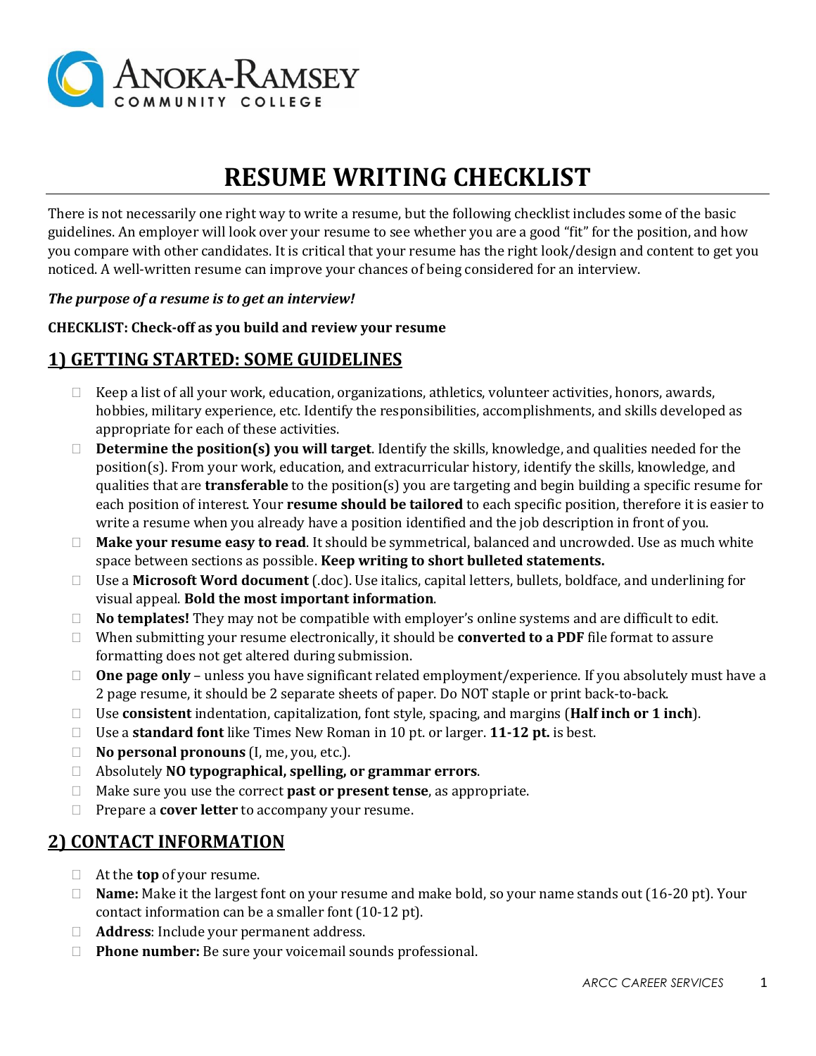# RESUME WRITING CHECKLIST

There is not necessarily one right way to write a resume, but the following checklist includes some of the basic guidelines. An employer will look over your resume to see whether you are a good "fit" for the position, and how you compare with other candidates. It is critical that your resume has the right look/design and content to get you noticed. A well-written resume can improve your chances of being considered for an interview.

***The purpose of a resume is to get an interview!***

**CHECKLIST: Check-off as you build and review your resume**

## 1) GETTING STARTED: SOME GUIDELINES

- ☐ Keep a list of all your work, education, organizations, athletics, volunteer activities, honors, awards, hobbies, military experience, etc. Identify the responsibilities, accomplishments, and skills developed as appropriate for each of these activities.
- ☐ **Determine the position(s) you will target**. Identify the skills, knowledge, and qualities needed for the position(s). From your work, education, and extracurricular history, identify the skills, knowledge, and qualities that are **transferable** to the position(s) you are targeting and begin building a specific resume for each position of interest. Your **resume should be tailored** to each specific position, therefore it is easier to write a resume when you already have a position identified and the job description in front of you.
- ☐ **Make your resume easy to read**. It should be symmetrical, balanced and uncrowded. Use as much white space between sections as possible. **Keep writing to short bulleted statements.**
- ☐ Use a **Microsoft Word document** (.doc). Use italics, capital letters, bullets, boldface, and underlining for visual appeal. **Bold the most important information**.
- ☐ **No templates!** They may not be compatible with employer's online systems and are difficult to edit.
- ☐ When submitting your resume electronically, it should be **converted to a PDF** file format to assure formatting does not get altered during submission.
- ☐ **One page only** – unless you have significant related employment/experience. If you absolutely must have a 2 page resume, it should be 2 separate sheets of paper. Do NOT staple or print back-to-back.
- ☐ Use **consistent** indentation, capitalization, font style, spacing, and margins (**Half inch or 1 inch**).
- ☐ Use a **standard font** like Times New Roman in 10 pt. or larger. **11-12 pt.** is best.
- ☐ **No personal pronouns** (I, me, you, etc.).
- ☐ Absolutely **NO typographical, spelling, or grammar errors**.
- ☐ Make sure you use the correct **past or present tense**, as appropriate.
- ☐ Prepare a **cover letter** to accompany your resume.

## 2) CONTACT INFORMATION

- ☐ At the **top** of your resume.
- ☐ **Name:** Make it the largest font on your resume and make bold, so your name stands out (16-20 pt). Your contact information can be a smaller font (10-12 pt).
- ☐ **Address**: Include your permanent address.
- ☐ **Phone number:** Be sure your voicemail sounds professional.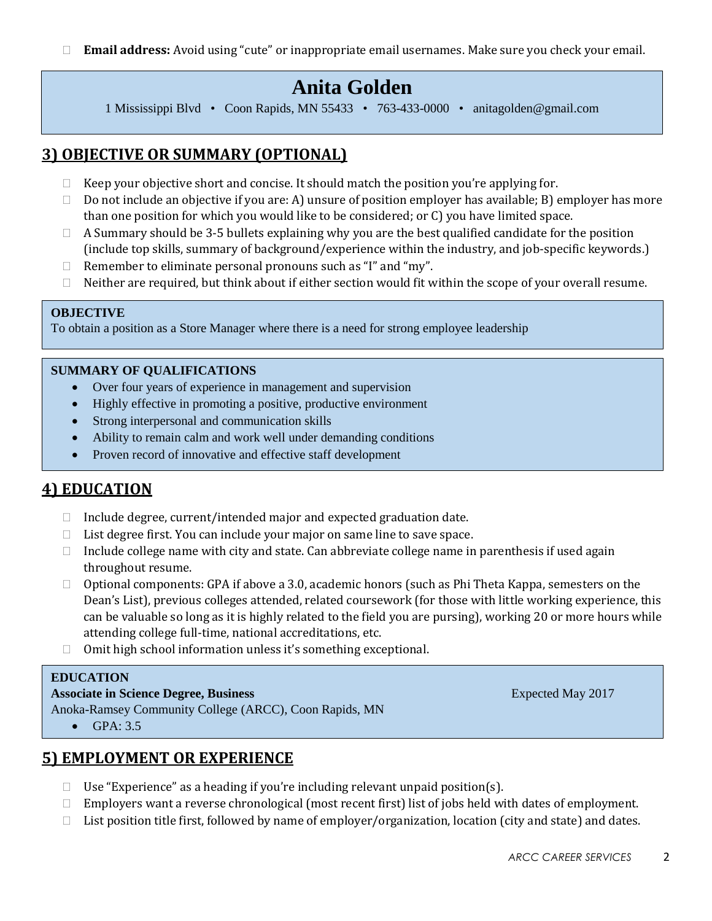- **Email address:** Avoid using "cute" or inappropriate email usernames. Make sure you check your email.

> **Anita Golden**
>
> 1 Mississippi Blvd • Coon Rapids, MN 55433 • 763-433-0000 • anitagolden@gmail.com

## 3) OBJECTIVE OR SUMMARY (OPTIONAL)

- Keep your objective short and concise. It should match the position you're applying for.
- Do not include an objective if you are: A) unsure of position employer has available; B) employer has more than one position for which you would like to be considered; or C) you have limited space.
- A Summary should be 3-5 bullets explaining why you are the best qualified candidate for the position (include top skills, summary of background/experience within the industry, and job-specific keywords.)
- Remember to eliminate personal pronouns such as "I" and "my".
- Neither are required, but think about if either section would fit within the scope of your overall resume.

> **OBJECTIVE**
>
> To obtain a position as a Store Manager where there is a need for strong employee leadership

> **SUMMARY OF QUALIFICATIONS**
>
> - Over four years of experience in management and supervision
> - Highly effective in promoting a positive, productive environment
> - Strong interpersonal and communication skills
> - Ability to remain calm and work well under demanding conditions
> - Proven record of innovative and effective staff development

## 4) EDUCATION

- Include degree, current/intended major and expected graduation date.
- List degree first. You can include your major on same line to save space.
- Include college name with city and state. Can abbreviate college name in parenthesis if used again throughout resume.
- Optional components: GPA if above a 3.0, academic honors (such as Phi Theta Kappa, semesters on the Dean's List), previous colleges attended, related coursework (for those with little working experience, this can be valuable so long as it is highly related to the field you are pursing), working 20 or more hours while attending college full-time, national accreditations, etc.
- Omit high school information unless it's something exceptional.

> **EDUCATION**
>
> **Associate in Science Degree, Business** Expected May 2017
>
> Anoka-Ramsey Community College (ARCC), Coon Rapids, MN
>
> - GPA: 3.5

## 5) EMPLOYMENT OR EXPERIENCE

- Use "Experience" as a heading if you're including relevant unpaid position(s).
- Employers want a reverse chronological (most recent first) list of jobs held with dates of employment.
- List position title first, followed by name of employer/organization, location (city and state) and dates.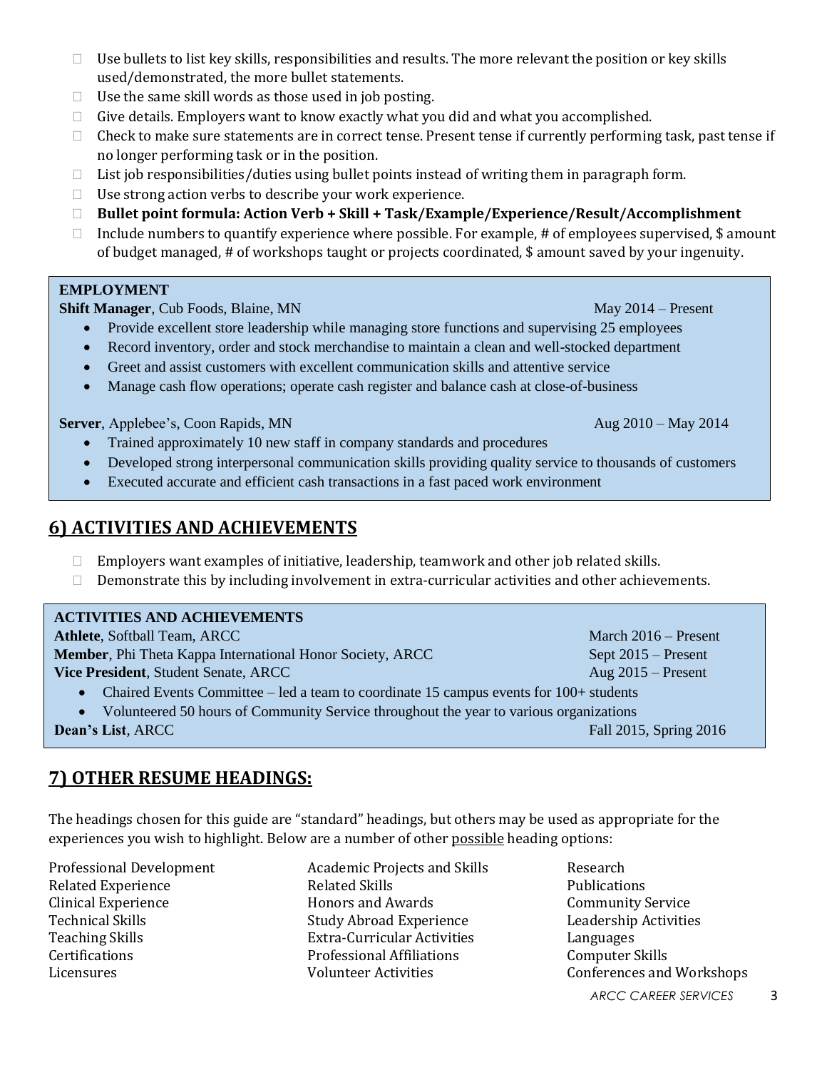- Use bullets to list key skills, responsibilities and results. The more relevant the position or key skills used/demonstrated, the more bullet statements.
- Use the same skill words as those used in job posting.
- Give details. Employers want to know exactly what you did and what you accomplished.
- Check to make sure statements are in correct tense. Present tense if currently performing task, past tense if no longer performing task or in the position.
- List job responsibilities/duties using bullet points instead of writing them in paragraph form.
- Use strong action verbs to describe your work experience.
- **Bullet point formula: Action Verb + Skill + Task/Example/Experience/Result/Accomplishment**
- Include numbers to quantify experience where possible. For example, # of employees supervised, $ amount of budget managed, # of workshops taught or projects coordinated, $ amount saved by your ingenuity.

**EMPLOYMENT**

**Shift Manager**, Cub Foods, Blaine, MN — May 2014 – Present

- Provide excellent store leadership while managing store functions and supervising 25 employees
- Record inventory, order and stock merchandise to maintain a clean and well-stocked department
- Greet and assist customers with excellent communication skills and attentive service
- Manage cash flow operations; operate cash register and balance cash at close-of-business

**Server**, Applebee's, Coon Rapids, MN — Aug 2010 – May 2014

- Trained approximately 10 new staff in company standards and procedures
- Developed strong interpersonal communication skills providing quality service to thousands of customers
- Executed accurate and efficient cash transactions in a fast paced work environment

## 6) ACTIVITIES AND ACHIEVEMENTS

- Employers want examples of initiative, leadership, teamwork and other job related skills.
- Demonstrate this by including involvement in extra-curricular activities and other achievements.

**ACTIVITIES AND ACHIEVEMENTS**

**Athlete**, Softball Team, ARCC — March 2016 – Present

**Member**, Phi Theta Kappa International Honor Society, ARCC — Sept 2015 – Present

**Vice President**, Student Senate, ARCC — Aug 2015 – Present

- Chaired Events Committee – led a team to coordinate 15 campus events for 100+ students
- Volunteered 50 hours of Community Service throughout the year to various organizations

**Dean's List**, ARCC — Fall 2015, Spring 2016

## 7) OTHER RESUME HEADINGS:

The headings chosen for this guide are "standard" headings, but others may be used as appropriate for the experiences you wish to highlight. Below are a number of other possible heading options:

- Professional Development
- Related Experience
- Clinical Experience
- Technical Skills
- Teaching Skills
- Certifications
- Licensures
- Academic Projects and Skills
- Related Skills
- Honors and Awards
- Study Abroad Experience
- Extra-Curricular Activities
- Professional Affiliations
- Volunteer Activities
- Research
- Publications
- Community Service
- Leadership Activities
- Languages
- Computer Skills
- Conferences and Workshops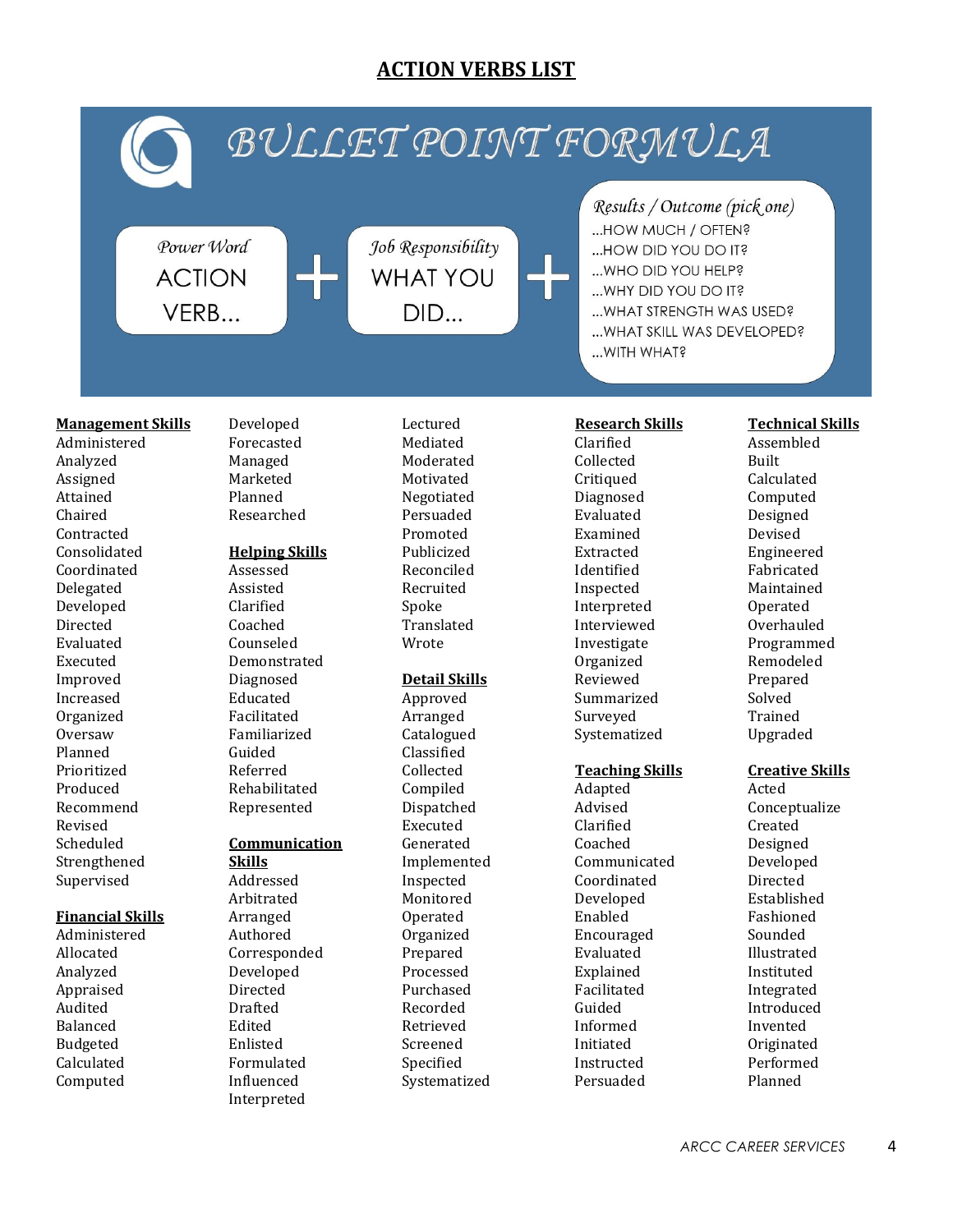# ACTION VERBS LIST

## BULLET POINT FORMULA

*Power Word* ACTION VERB... + *Job Responsibility* WHAT YOU DID... + *Results / Outcome (pick one)*

- ...HOW MUCH / OFTEN?
- ...HOW DID YOU DO IT?
- ...WHO DID YOU HELP?
- ...WHY DID YOU DO IT?
- ...WHAT STRENGTH WAS USED?
- ...WHAT SKILL WAS DEVELOPED?
- ...WITH WHAT?

**Management Skills**

Administered
Analyzed
Assigned
Attained
Chaired
Contracted
Consolidated
Coordinated
Delegated
Developed
Directed
Evaluated
Executed
Improved
Increased
Organized
Oversaw
Planned
Prioritized
Produced
Recommend
Revised
Scheduled
Strengthened
Supervised

**Financial Skills**

Administered
Allocated
Analyzed
Appraised
Audited
Balanced
Budgeted
Calculated
Computed
Developed
Forecasted
Managed
Marketed
Planned
Researched

**Helping Skills**

Assessed
Assisted
Clarified
Coached
Counseled
Demonstrated
Diagnosed
Educated
Facilitated
Familiarized
Guided
Referred
Rehabilitated
Represented

**Communication Skills**

Addressed
Arbitrated
Arranged
Authored
Corresponded
Developed
Directed
Drafted
Edited
Enlisted
Formulated
Influenced
Interpreted
Lectured
Mediated
Moderated
Motivated
Negotiated
Persuaded
Promoted
Publicized
Reconciled
Recruited
Spoke
Translated
Wrote

**Detail Skills**

Approved
Arranged
Catalogued
Classified
Collected
Compiled
Dispatched
Executed
Generated
Implemented
Inspected
Monitored
Operated
Organized
Prepared
Processed
Purchased
Recorded
Retrieved
Screened
Specified
Systematized

**Research Skills**

Clarified
Collected
Critiqued
Diagnosed
Evaluated
Examined
Extracted
Identified
Inspected
Interpreted
Interviewed
Investigate
Organized
Reviewed
Summarized
Surveyed
Systematized

**Teaching Skills**

Adapted
Advised
Clarified
Coached
Communicated
Coordinated
Developed
Enabled
Encouraged
Evaluated
Explained
Facilitated
Guided
Informed
Initiated
Instructed
Persuaded

**Technical Skills**

Assembled
Built
Calculated
Computed
Designed
Devised
Engineered
Fabricated
Maintained
Operated
Overhauled
Programmed
Remodeled
Prepared
Solved
Trained
Upgraded

**Creative Skills**

Acted
Conceptualize
Created
Designed
Developed
Directed
Established
Fashioned
Sounded
Illustrated
Instituted
Integrated
Introduced
Invented
Originated
Performed
Planned